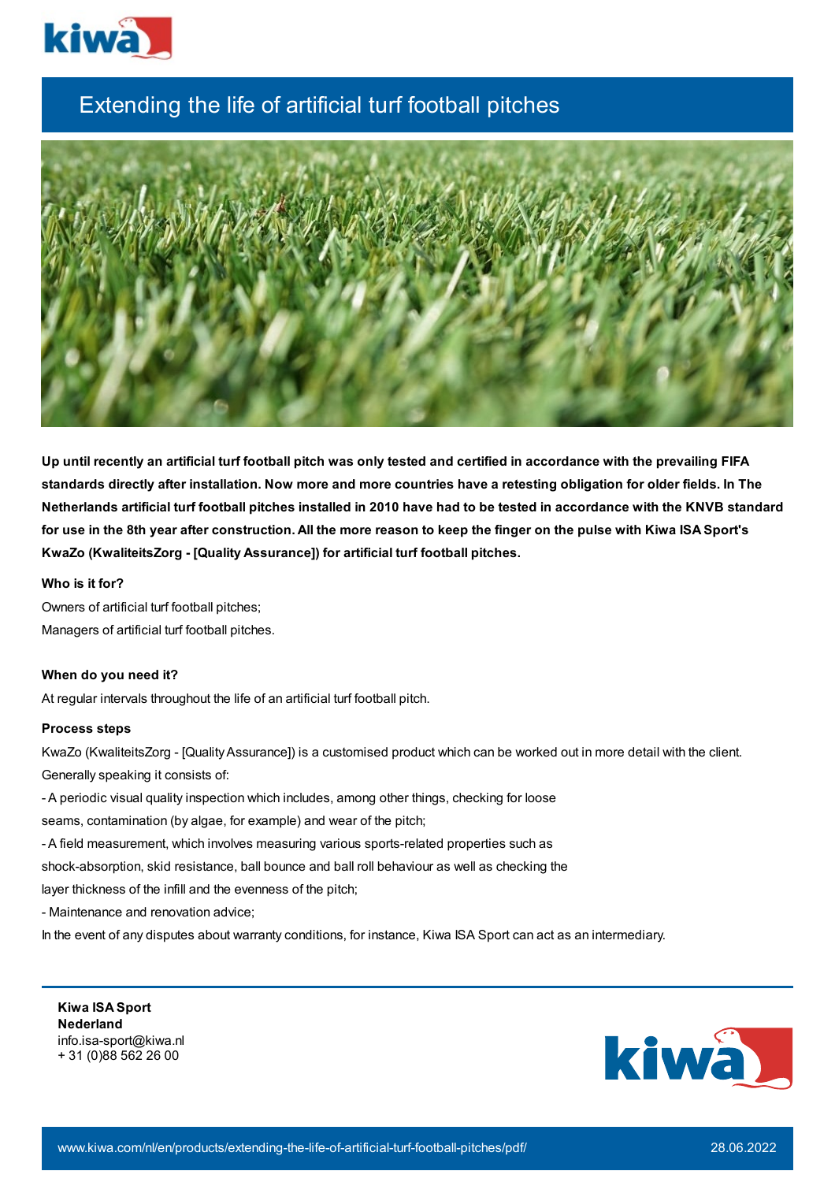# Extending the life of artificial turf football pitches

**Up until recently an artificial turf football pitch was only tested and certified in accordance with the prevailing FIFA standards directly after installation. Now more and more countries have a retesting obligation for older fields. In The Netherlands artificial turf football pitches installed in 2010 have had to be tested in accordance with the KNVB standard for use in the 8th year after construction. All the more reason to keep the finger on the pulse with Kiwa ISA Sport's KwaZo (KwaliteitsZorg - [Quality Assurance]) for artificial turf football pitches.**

**Who is it for?**

Owners of artificial turf football pitches;
Managers of artificial turf football pitches.

**When do you need it?**

At regular intervals throughout the life of an artificial turf football pitch.

**Process steps**

KwaZo (KwaliteitsZorg - [Quality Assurance]) is a customised product which can be worked out in more detail with the client. Generally speaking it consists of:

- A periodic visual quality inspection which includes, among other things, checking for loose seams, contamination (by algae, for example) and wear of the pitch;
- A field measurement, which involves measuring various sports-related properties such as shock-absorption, skid resistance, ball bounce and ball roll behaviour as well as checking the layer thickness of the infill and the evenness of the pitch;
- Maintenance and renovation advice;

In the event of any disputes about warranty conditions, for instance, Kiwa ISA Sport can act as an intermediary.

**Kiwa ISA Sport**
**Nederland**
info.isa-sport@kiwa.nl
+ 31 (0)88 562 26 00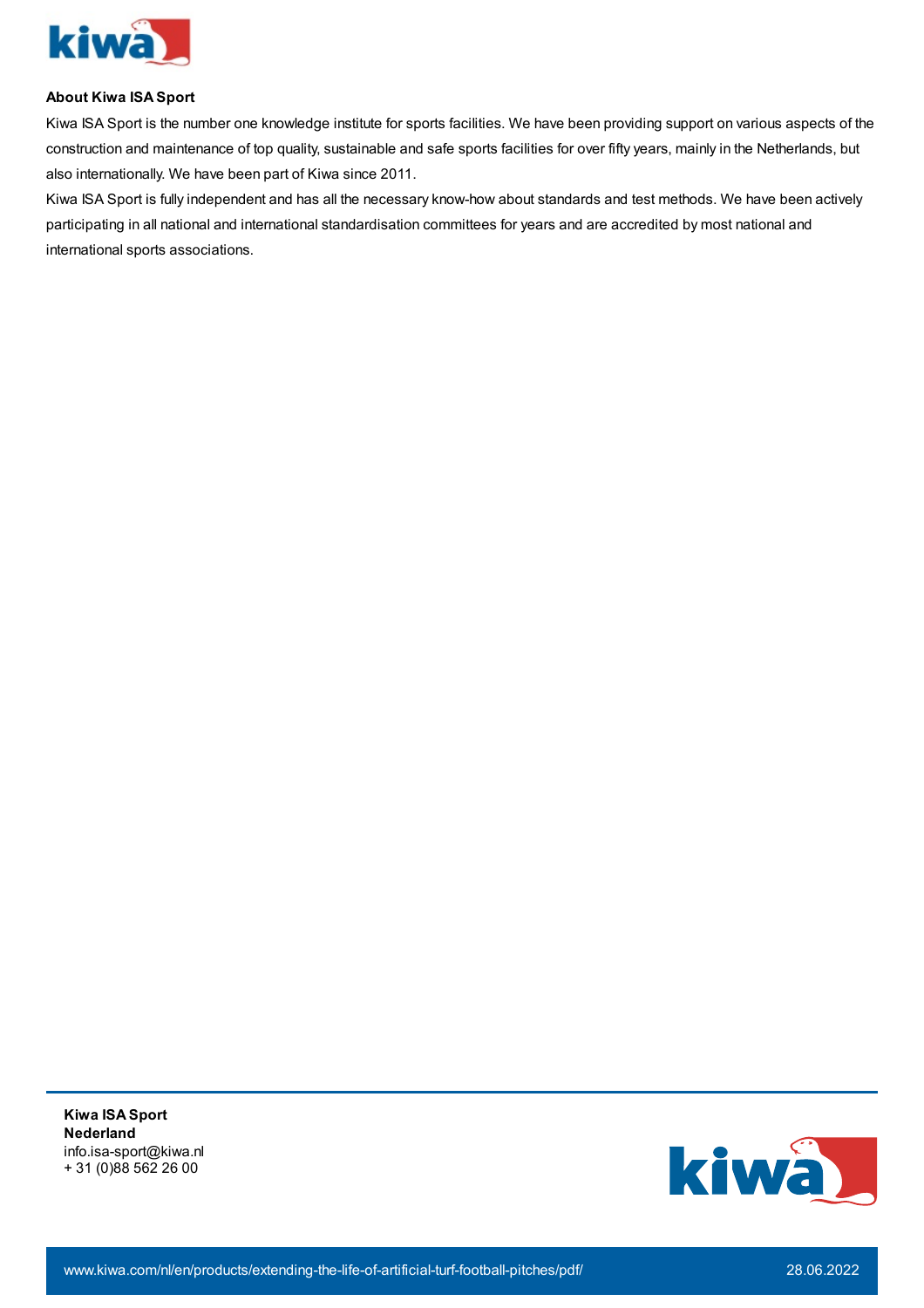**About Kiwa ISA Sport**

Kiwa ISA Sport is the number one knowledge institute for sports facilities. We have been providing support on various aspects of the construction and maintenance of top quality, sustainable and safe sports facilities for over fifty years, mainly in the Netherlands, but also internationally. We have been part of Kiwa since 2011.

Kiwa ISA Sport is fully independent and has all the necessary know-how about standards and test methods. We have been actively participating in all national and international standardisation committees for years and are accredited by most national and international sports associations.

**Kiwa ISA Sport**
**Nederland**
info.isa-sport@kiwa.nl
+ 31 (0)88 562 26 00